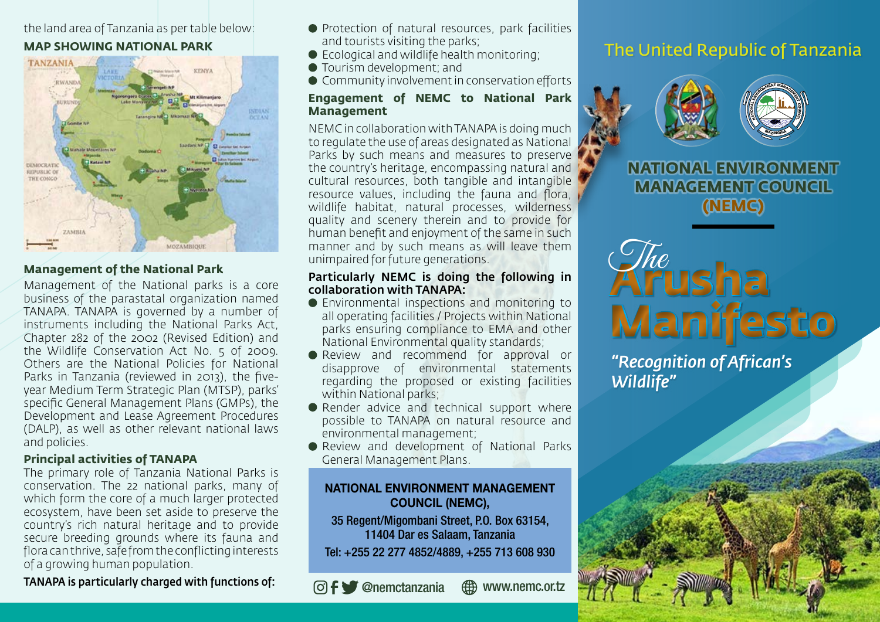the land area of Tanzania as per table below:

## MAP SHOWING NATIONAL PARK

### Management of the National Park

Management of the National parks is a core business of the parastatal organization named TANAPA. TANAPA is governed by a number of instruments including the National Parks Act, Chapter 282 of the 2002 (Revised Edition) and the Wildlife Conservation Act No. 5 of 2009. Others are the National Policies for National Parks in Tanzania (reviewed in 2013), the five-year Medium Term Strategic Plan (MTSP), parks' specific General Management Plans (GMPs), the Development and Lease Agreement Procedures (DALP), as well as other relevant national laws and policies.

### Principal activities of TANAPA

The primary role of Tanzania National Parks is conservation. The 22 national parks, many of which form the core of a much larger protected ecosystem, have been set aside to preserve the country's rich natural heritage and to provide secure breeding grounds where its fauna and flora can thrive, safe from the conflicting interests of a growing human population.

**TANAPA is particularly charged with functions of:**

- Protection of natural resources, park facilities and tourists visiting the parks;
- Ecological and wildlife health monitoring;
- Tourism development; and
- Community involvement in conservation efforts

### Engagement of NEMC to National Park Management

NEMC in collaboration with TANAPA is doing much to regulate the use of areas designated as National Parks by such means and measures to preserve the country's heritage, encompassing natural and cultural resources, both tangible and intangible resource values, including the fauna and flora, wildlife habitat, natural processes, wilderness quality and scenery therein and to provide for human benefit and enjoyment of the same in such manner and by such means as will leave them unimpaired for future generations.

**Particularly NEMC is doing the following in collaboration with TANAPA:**

- Environmental inspections and monitoring to all operating facilities / Projects within National parks ensuring compliance to EMA and other National Environmental quality standards;
- Review and recommend for approval or disapprove of environmental statements regarding the proposed or existing facilities within National parks;
- Render advice and technical support where possible to TANAPA on natural resource and environmental management;
- Review and development of National Parks General Management Plans.

**NATIONAL ENVIRONMENT MANAGEMENT COUNCIL (NEMC),**
35 Regent/Migombani Street, P.O. Box 63154, 11404 Dar es Salaam, Tanzania
Tel: +255 22 277 4852/4889, +255 713 608 930

@nemctanzania www.nemc.or.tz

---

# The United Republic of Tanzania

## NATIONAL ENVIRONMENT MANAGEMENT COUNCIL (NEMC)

# The Arusha Manifesto

***"Recognition of African's Wildlife"***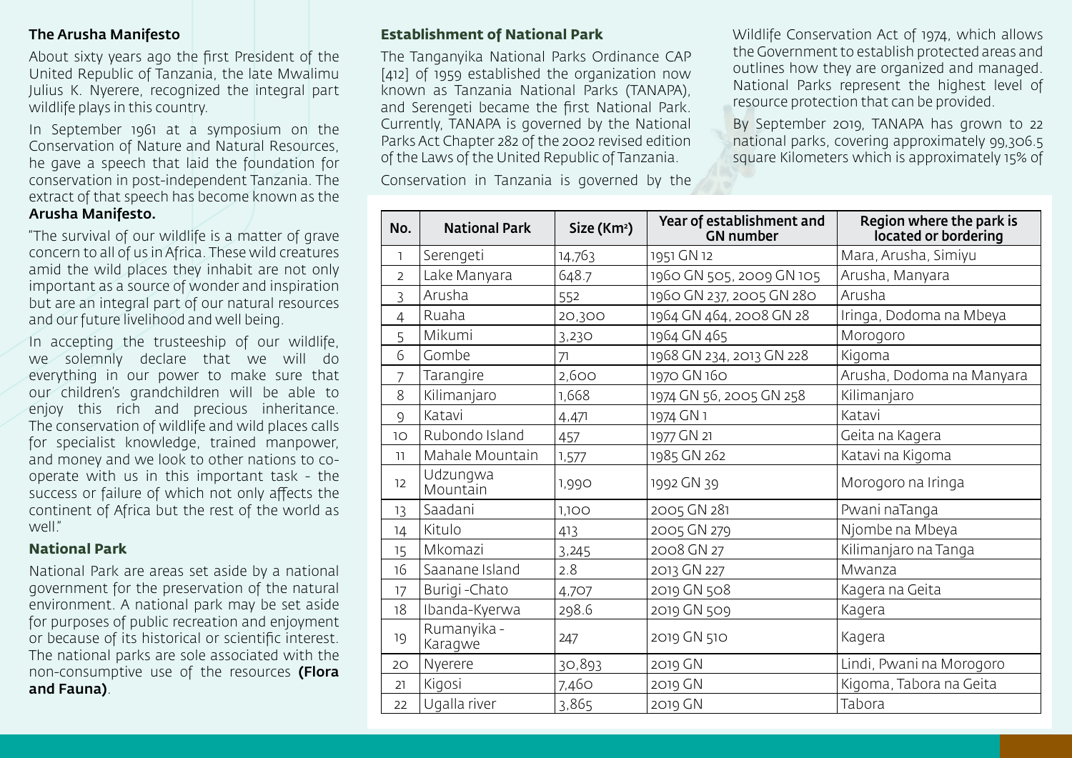## The Arusha Manifesto

About sixty years ago the first President of the United Republic of Tanzania, the late Mwalimu Julius K. Nyerere, recognized the integral part wildlife plays in this country.

In September 1961 at a symposium on the Conservation of Nature and Natural Resources, he gave a speech that laid the foundation for conservation in post-independent Tanzania. The extract of that speech has become known as the **Arusha Manifesto.**

"The survival of our wildlife is a matter of grave concern to all of us in Africa. These wild creatures amid the wild places they inhabit are not only important as a source of wonder and inspiration but are an integral part of our natural resources and our future livelihood and well being.

In accepting the trusteeship of our wildlife, we solemnly declare that we will do everything in our power to make sure that our children's grandchildren will be able to enjoy this rich and precious inheritance. The conservation of wildlife and wild places calls for specialist knowledge, trained manpower, and money and we look to other nations to co-operate with us in this important task - the success or failure of which not only affects the continent of Africa but the rest of the world as well."

## National Park

National Park are areas set aside by a national government for the preservation of the natural environment. A national park may be set aside for purposes of public recreation and enjoyment or because of its historical or scientific interest. The national parks are sole associated with the non-consumptive use of the resources **(Flora and Fauna)**.

## Establishment of National Park

The Tanganyika National Parks Ordinance CAP [412] of 1959 established the organization now known as Tanzania National Parks (TANAPA), and Serengeti became the first National Park. Currently, TANAPA is governed by the National Parks Act Chapter 282 of the 2002 revised edition of the Laws of the United Republic of Tanzania.

Conservation in Tanzania is governed by the Wildlife Conservation Act of 1974, which allows the Government to establish protected areas and outlines how they are organized and managed. National Parks represent the highest level of resource protection that can be provided.

By September 2019, TANAPA has grown to 22 national parks, covering approximately 99,306.5 square Kilometers which is approximately 15% of

| No. | National Park | Size (Km²) | Year of establishment and GN number | Region where the park is located or bordering |
|---|---|---|---|---|
| 1 | Serengeti | 14,763 | 1951 GN 12 | Mara, Arusha, Simiyu |
| 2 | Lake Manyara | 648.7 | 1960 GN 505, 2009 GN 105 | Arusha, Manyara |
| 3 | Arusha | 552 | 1960 GN 237, 2005 GN 280 | Arusha |
| 4 | Ruaha | 20,300 | 1964 GN 464, 2008 GN 28 | Iringa, Dodoma na Mbeya |
| 5 | Mikumi | 3,230 | 1964 GN 465 | Morogoro |
| 6 | Gombe | 71 | 1968 GN 234, 2013 GN 228 | Kigoma |
| 7 | Tarangire | 2,600 | 1970 GN 160 | Arusha, Dodoma na Manyara |
| 8 | Kilimanjaro | 1,668 | 1974 GN 56, 2005 GN 258 | Kilimanjaro |
| 9 | Katavi | 4,471 | 1974 GN 1 | Katavi |
| 10 | Rubondo Island | 457 | 1977 GN 21 | Geita na Kagera |
| 11 | Mahale Mountain | 1,577 | 1985 GN 262 | Katavi na Kigoma |
| 12 | Udzungwa Mountain | 1,990 | 1992 GN 39 | Morogoro na Iringa |
| 13 | Saadani | 1,100 | 2005 GN 281 | Pwani naTanga |
| 14 | Kitulo | 413 | 2005 GN 279 | Njombe na Mbeya |
| 15 | Mkomazi | 3,245 | 2008 GN 27 | Kilimanjaro na Tanga |
| 16 | Saanane Island | 2.8 | 2013 GN 227 | Mwanza |
| 17 | Burigi -Chato | 4,707 | 2019 GN 508 | Kagera na Geita |
| 18 | Ibanda-Kyerwa | 298.6 | 2019 GN 509 | Kagera |
| 19 | Rumanyika - Karagwe | 247 | 2019 GN 510 | Kagera |
| 20 | Nyerere | 30,893 | 2019 GN | Lindi, Pwani na Morogoro |
| 21 | Kigosi | 7,460 | 2019 GN | Kigoma, Tabora na Geita |
| 22 | Ugalla river | 3,865 | 2019 GN | Tabora |